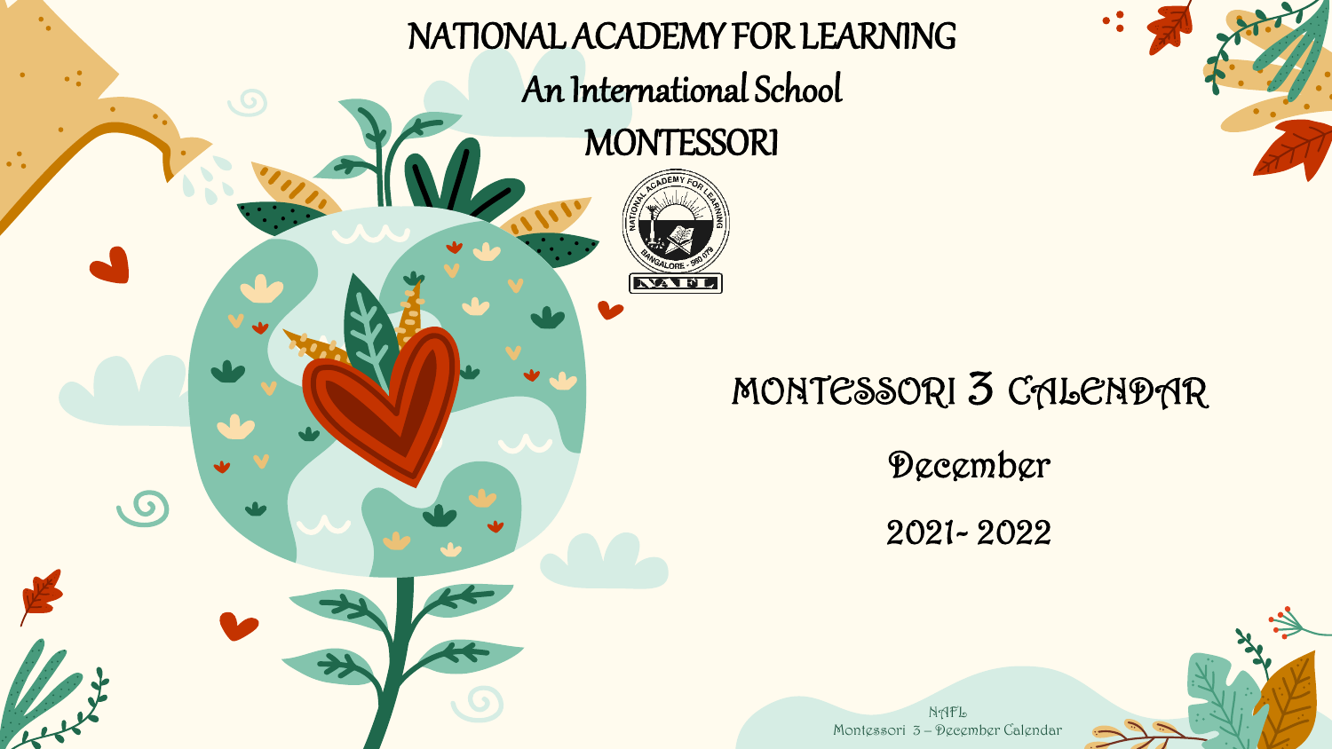# NATIONAL ACADEMY FOR LEARNING

## An International School

## MONTESSORI

# MONTESSORI 3 CALENDAR

## December

## 2021- 2022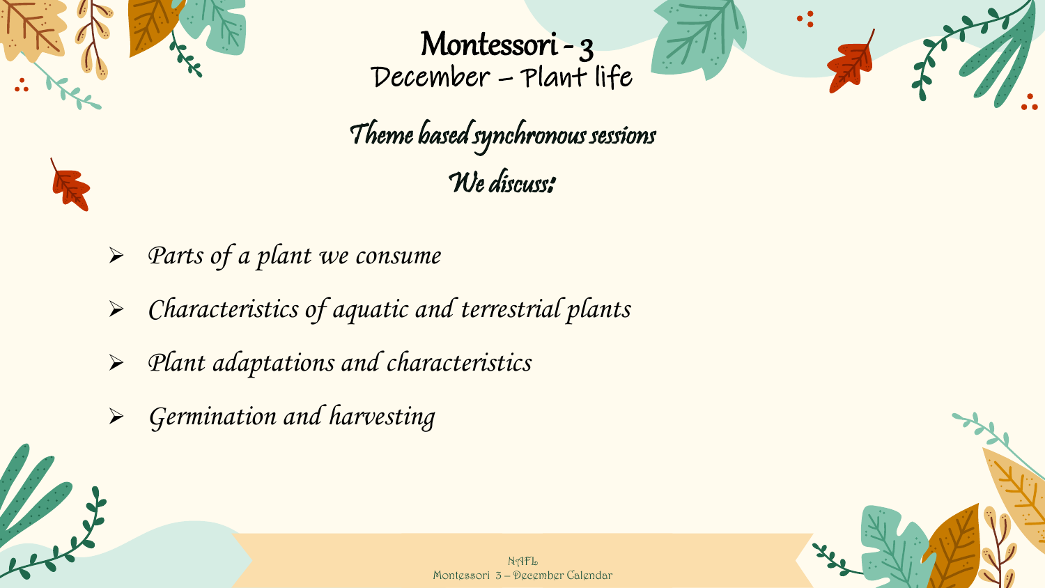# Montessori - 3

## December – Plant life

### Theme based synchronous sessions

### We discuss:

- *Parts of a plant we consume*
- *Characteristics of aquatic and terrestrial plants*
- *Plant adaptations and characteristics*
- *Germination and harvesting*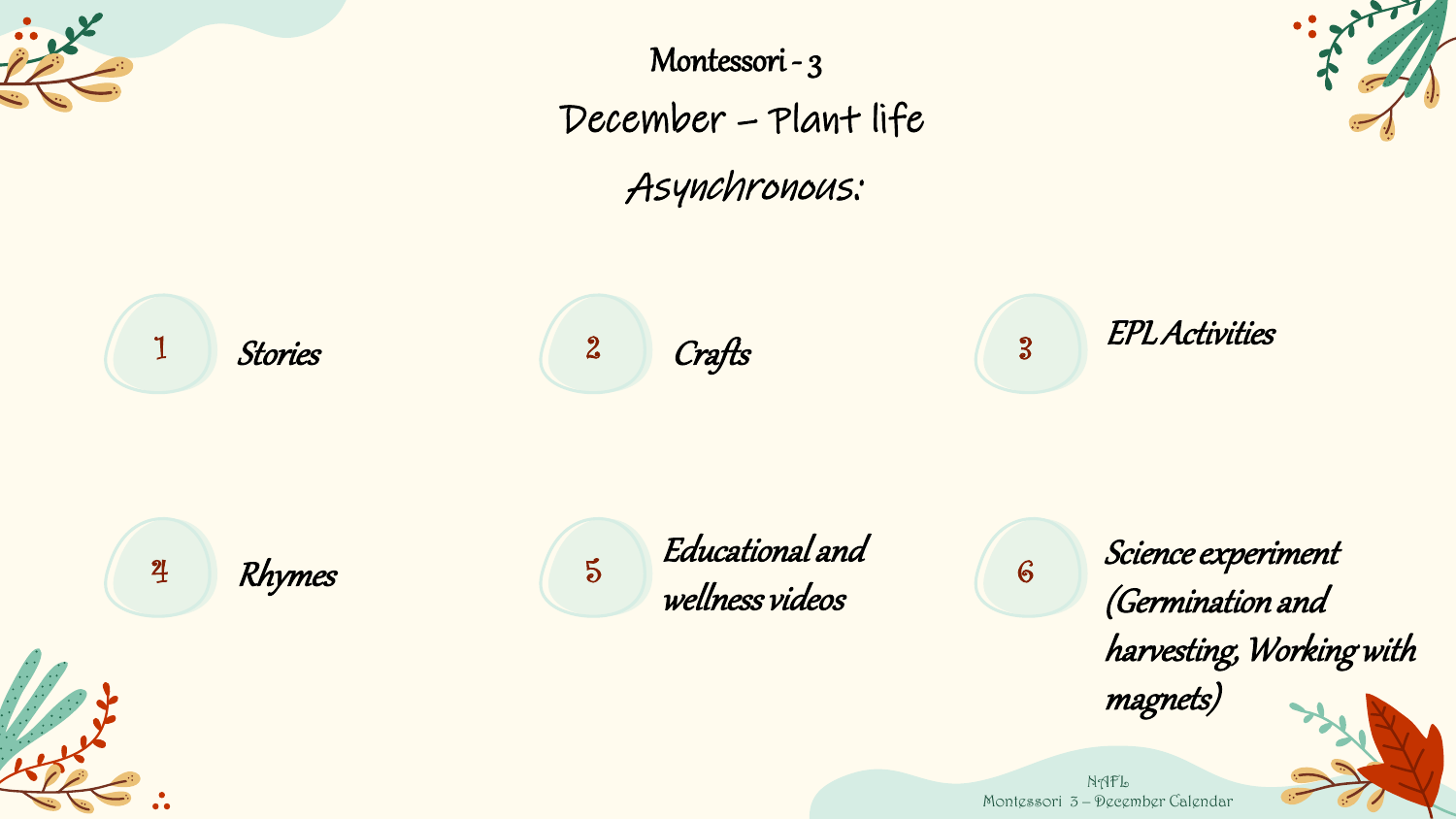# Montessori - 3

## December – Plant life

### Asynchronous:

1. *Stories*
2. *Crafts*
3. *EPL Activities*
4. *Rhymes*
5. *Educational and wellness videos*
6. *Science experiment (Germination and harvesting, Working with magnets)*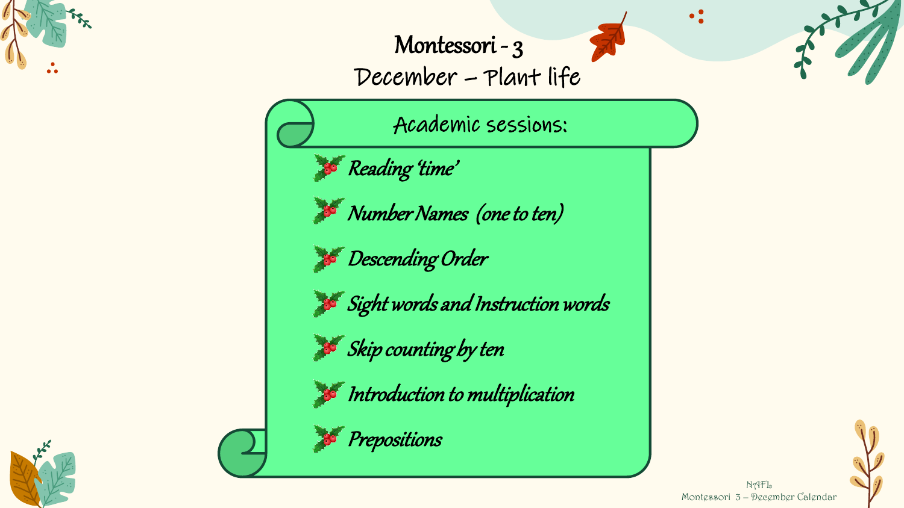# Montessori - 3

## December – Plant life

### Academic sessions:

- *Reading 'time'*
- *Number Names (one to ten)*
- *Descending Order*
- *Sight words and Instruction words*
- *Skip counting by ten*
- *Introduction to multiplication*
- *Prepositions*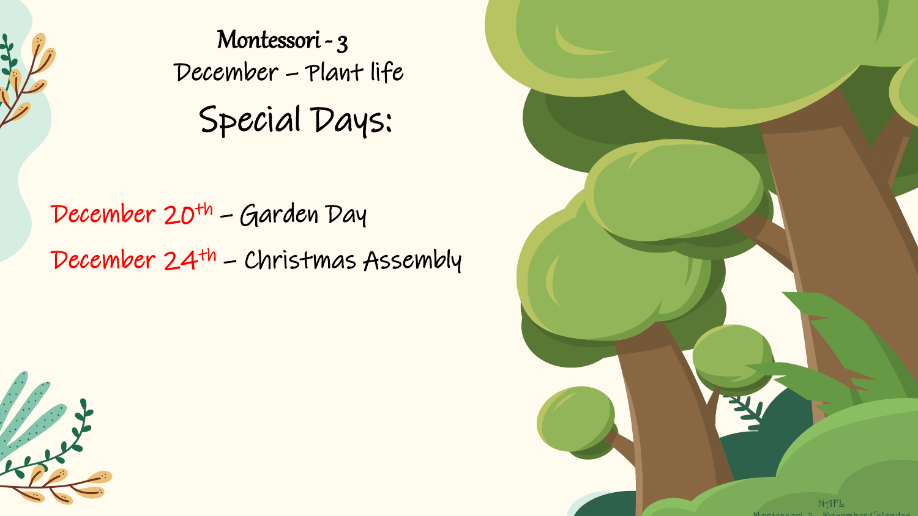# Montessori - 3

## December – Plant life

## Special Days:

December 20th – Garden Day

December 24th – Christmas Assembly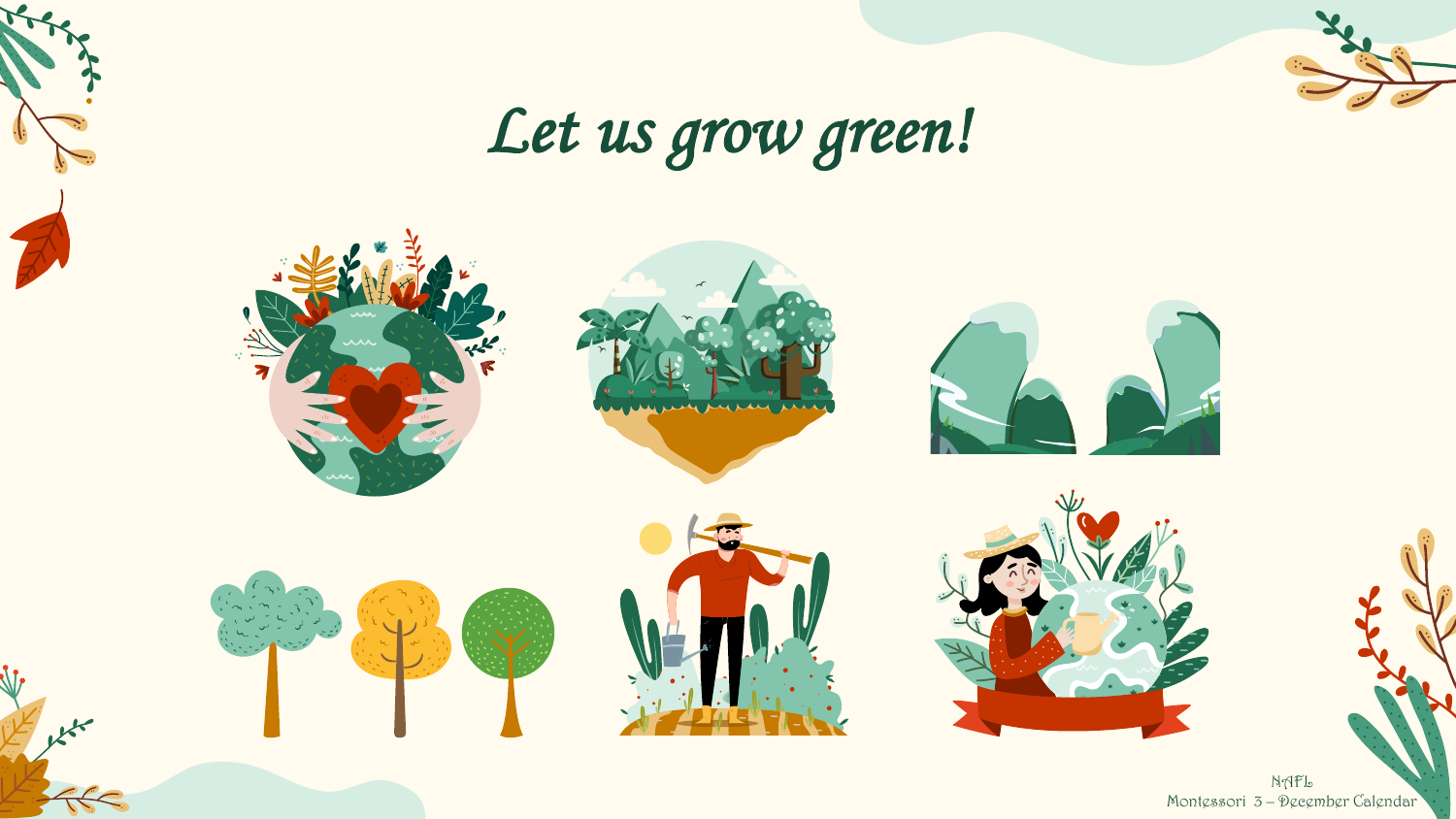# Let us grow green!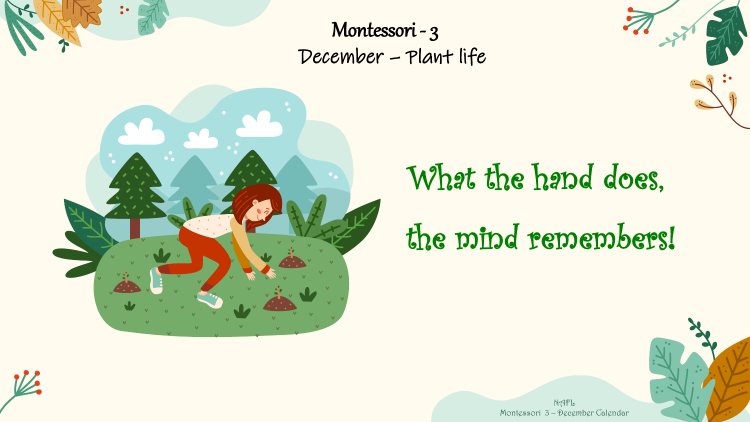# Montessori - 3

## December – Plant life

What the hand does,

the mind remembers!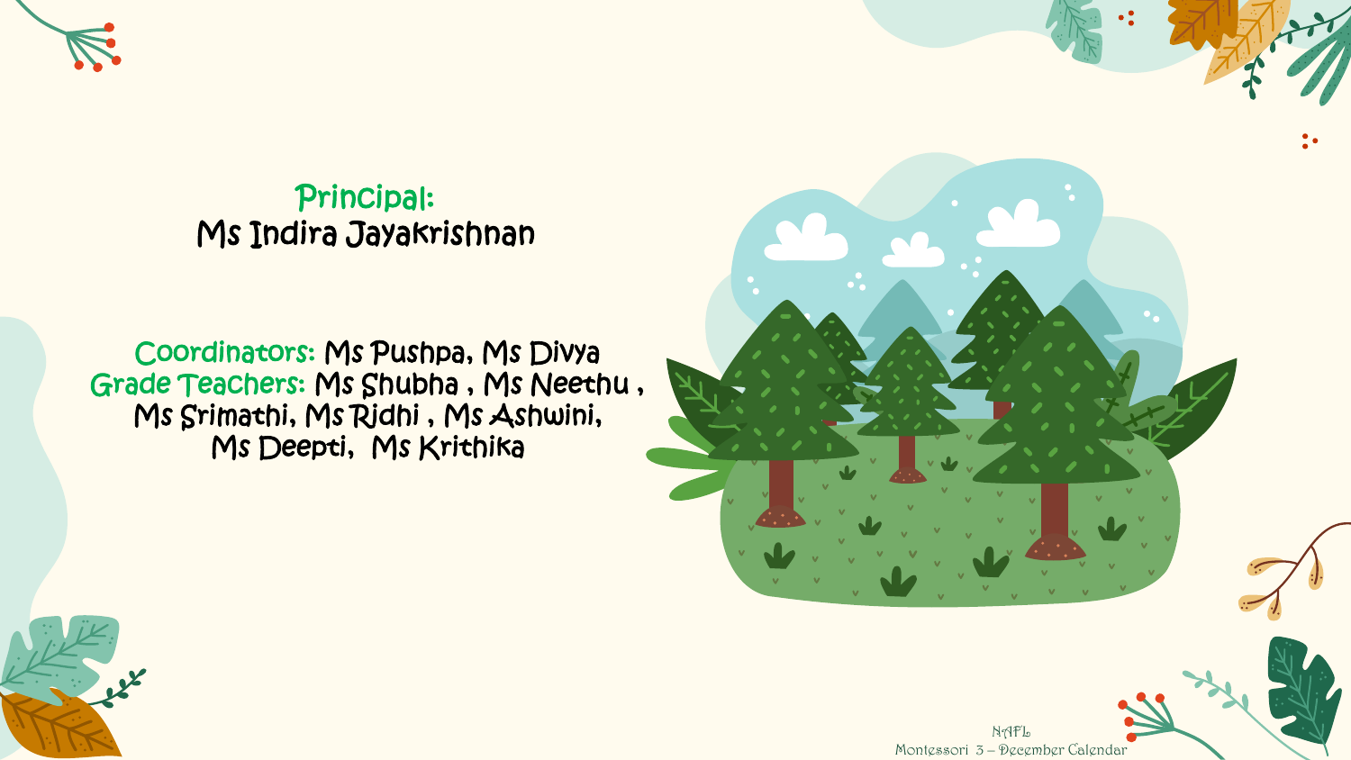**Principal:**
Ms Indira Jayakrishnan

**Coordinators:** Ms Pushpa, Ms Divya
**Grade Teachers:** Ms Shubha , Ms Neethu , Ms Srimathi, Ms Ridhi , Ms Ashwini, Ms Deepti, Ms Krithika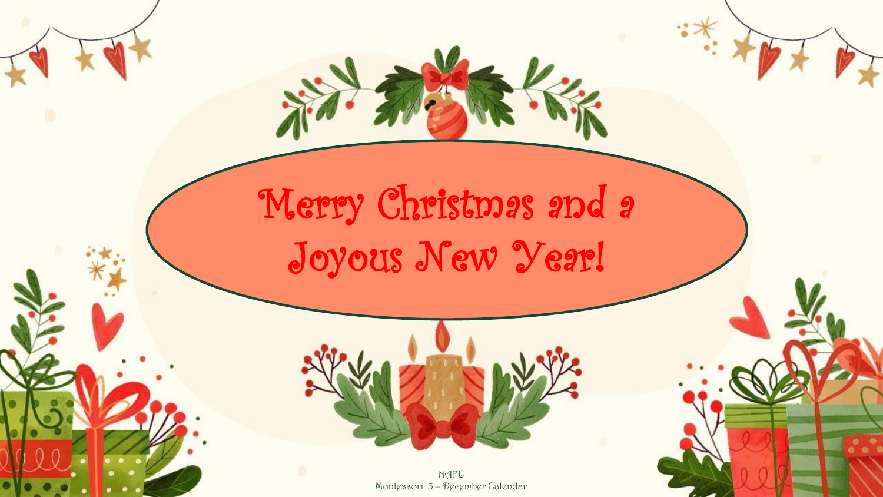# Merry Christmas and a Joyous New Year!